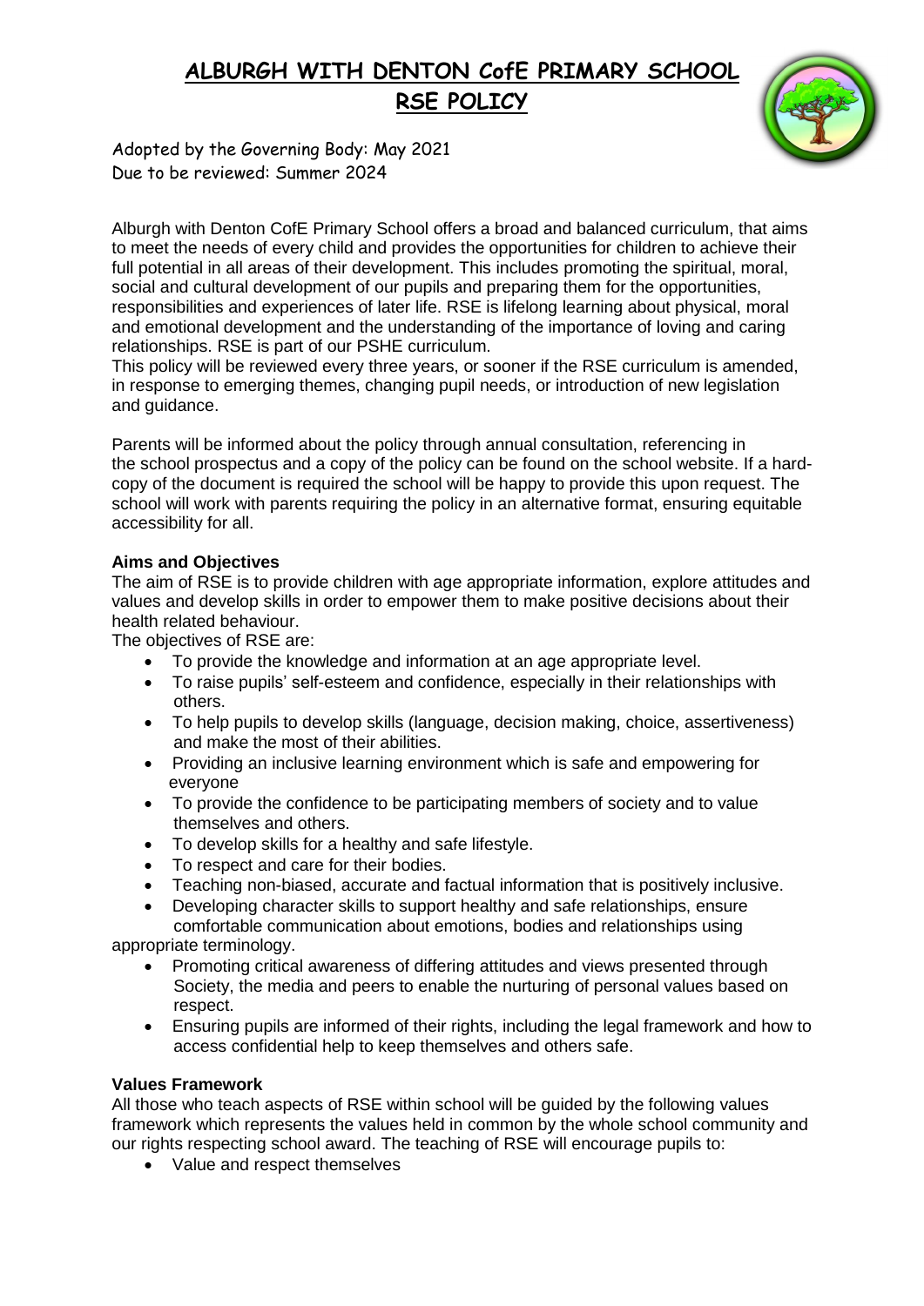# ALBURGH WITH DENTON CofE PRIMARY SCHOOL

## RSE POLICY

Adopted by the Governing Body: May 2021
Due to be reviewed: Summer 2024

Alburgh with Denton CofE Primary School offers a broad and balanced curriculum, that aims to meet the needs of every child and provides the opportunities for children to achieve their full potential in all areas of their development. This includes promoting the spiritual, moral, social and cultural development of our pupils and preparing them for the opportunities, responsibilities and experiences of later life. RSE is lifelong learning about physical, moral and emotional development and the understanding of the importance of loving and caring relationships. RSE is part of our PSHE curriculum.
This policy will be reviewed every three years, or sooner if the RSE curriculum is amended, in response to emerging themes, changing pupil needs, or introduction of new legislation and guidance.

Parents will be informed about the policy through annual consultation, referencing in the school prospectus and a copy of the policy can be found on the school website. If a hard-copy of the document is required the school will be happy to provide this upon request. The school will work with parents requiring the policy in an alternative format, ensuring equitable accessibility for all.

**Aims and Objectives**

The aim of RSE is to provide children with age appropriate information, explore attitudes and values and develop skills in order to empower them to make positive decisions about their health related behaviour.

The objectives of RSE are:

- To provide the knowledge and information at an age appropriate level.
- To raise pupils' self-esteem and confidence, especially in their relationships with others.
- To help pupils to develop skills (language, decision making, choice, assertiveness) and make the most of their abilities.
- Providing an inclusive learning environment which is safe and empowering for everyone
- To provide the confidence to be participating members of society and to value themselves and others.
- To develop skills for a healthy and safe lifestyle.
- To respect and care for their bodies.
- Teaching non-biased, accurate and factual information that is positively inclusive.
- Developing character skills to support healthy and safe relationships, ensure comfortable communication about emotions, bodies and relationships using appropriate terminology.
- Promoting critical awareness of differing attitudes and views presented through Society, the media and peers to enable the nurturing of personal values based on respect.
- Ensuring pupils are informed of their rights, including the legal framework and how to access confidential help to keep themselves and others safe.

**Values Framework**

All those who teach aspects of RSE within school will be guided by the following values framework which represents the values held in common by the whole school community and our rights respecting school award. The teaching of RSE will encourage pupils to:

- Value and respect themselves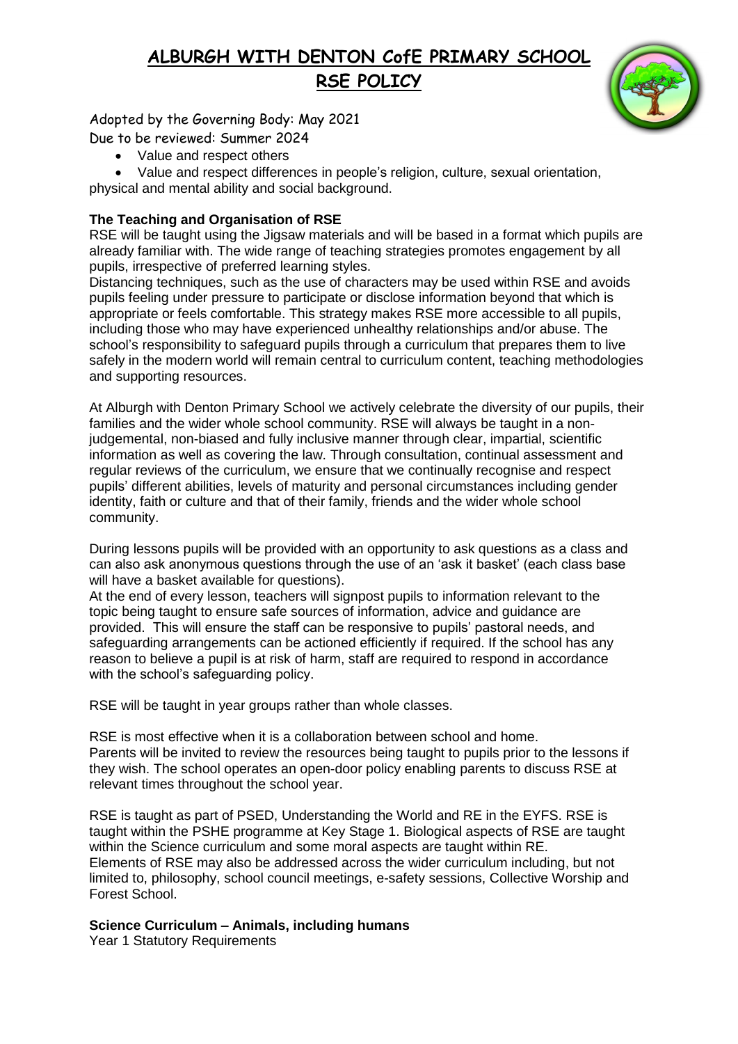# ALBURGH WITH DENTON CofE PRIMARY SCHOOL

## RSE POLICY

Adopted by the Governing Body: May 2021

Due to be reviewed: Summer 2024

- Value and respect others
- Value and respect differences in people's religion, culture, sexual orientation, physical and mental ability and social background.

**The Teaching and Organisation of RSE**

RSE will be taught using the Jigsaw materials and will be based in a format which pupils are already familiar with. The wide range of teaching strategies promotes engagement by all pupils, irrespective of preferred learning styles.

Distancing techniques, such as the use of characters may be used within RSE and avoids pupils feeling under pressure to participate or disclose information beyond that which is appropriate or feels comfortable. This strategy makes RSE more accessible to all pupils, including those who may have experienced unhealthy relationships and/or abuse. The school's responsibility to safeguard pupils through a curriculum that prepares them to live safely in the modern world will remain central to curriculum content, teaching methodologies and supporting resources.

At Alburgh with Denton Primary School we actively celebrate the diversity of our pupils, their families and the wider whole school community. RSE will always be taught in a non-judgemental, non-biased and fully inclusive manner through clear, impartial, scientific information as well as covering the law. Through consultation, continual assessment and regular reviews of the curriculum, we ensure that we continually recognise and respect pupils' different abilities, levels of maturity and personal circumstances including gender identity, faith or culture and that of their family, friends and the wider whole school community.

During lessons pupils will be provided with an opportunity to ask questions as a class and can also ask anonymous questions through the use of an 'ask it basket' (each class base will have a basket available for questions).

At the end of every lesson, teachers will signpost pupils to information relevant to the topic being taught to ensure safe sources of information, advice and guidance are provided. This will ensure the staff can be responsive to pupils' pastoral needs, and safeguarding arrangements can be actioned efficiently if required. If the school has any reason to believe a pupil is at risk of harm, staff are required to respond in accordance with the school's safeguarding policy.

RSE will be taught in year groups rather than whole classes.

RSE is most effective when it is a collaboration between school and home.

Parents will be invited to review the resources being taught to pupils prior to the lessons if they wish. The school operates an open-door policy enabling parents to discuss RSE at relevant times throughout the school year.

RSE is taught as part of PSED, Understanding the World and RE in the EYFS. RSE is taught within the PSHE programme at Key Stage 1. Biological aspects of RSE are taught within the Science curriculum and some moral aspects are taught within RE.

Elements of RSE may also be addressed across the wider curriculum including, but not limited to, philosophy, school council meetings, e-safety sessions, Collective Worship and Forest School.

**Science Curriculum – Animals, including humans**

Year 1 Statutory Requirements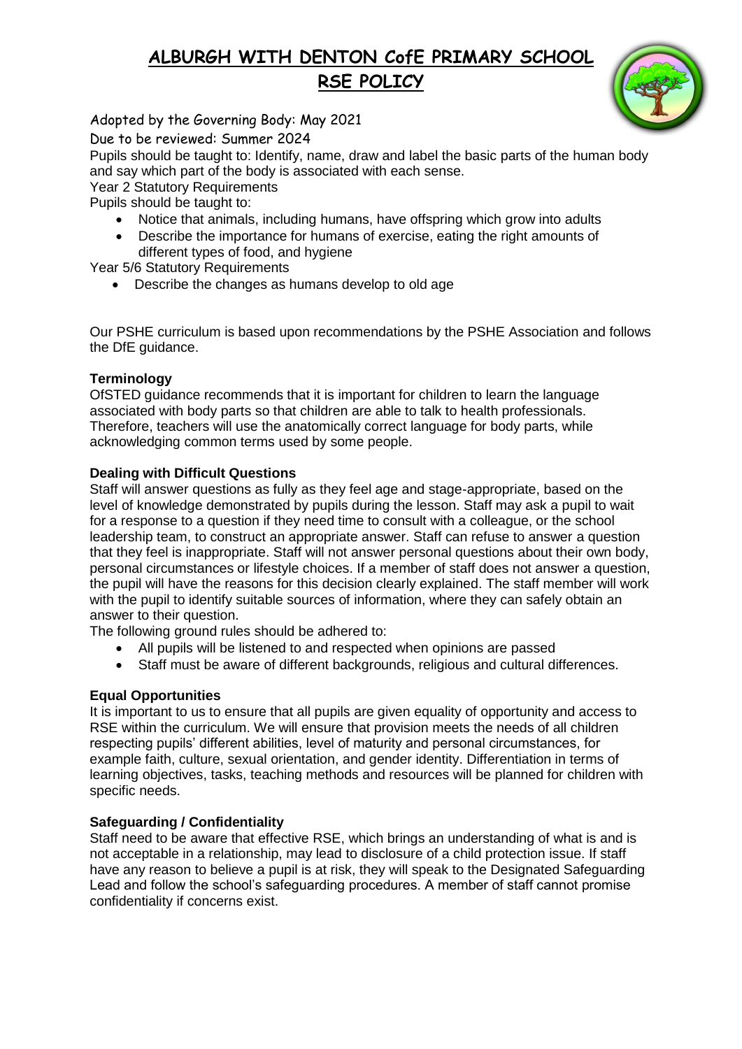# ALBURGH WITH DENTON CofE PRIMARY SCHOOL

## RSE POLICY

Adopted by the Governing Body: May 2021

Due to be reviewed: Summer 2024

Pupils should be taught to: Identify, name, draw and label the basic parts of the human body and say which part of the body is associated with each sense.

Year 2 Statutory Requirements

Pupils should be taught to:

- Notice that animals, including humans, have offspring which grow into adults
- Describe the importance for humans of exercise, eating the right amounts of different types of food, and hygiene

Year 5/6 Statutory Requirements

- Describe the changes as humans develop to old age

Our PSHE curriculum is based upon recommendations by the PSHE Association and follows the DfE guidance.

**Terminology**

OfSTED guidance recommends that it is important for children to learn the language associated with body parts so that children are able to talk to health professionals. Therefore, teachers will use the anatomically correct language for body parts, while acknowledging common terms used by some people.

**Dealing with Difficult Questions**

Staff will answer questions as fully as they feel age and stage-appropriate, based on the level of knowledge demonstrated by pupils during the lesson. Staff may ask a pupil to wait for a response to a question if they need time to consult with a colleague, or the school leadership team, to construct an appropriate answer. Staff can refuse to answer a question that they feel is inappropriate. Staff will not answer personal questions about their own body, personal circumstances or lifestyle choices. If a member of staff does not answer a question, the pupil will have the reasons for this decision clearly explained. The staff member will work with the pupil to identify suitable sources of information, where they can safely obtain an answer to their question.

The following ground rules should be adhered to:

- All pupils will be listened to and respected when opinions are passed
- Staff must be aware of different backgrounds, religious and cultural differences.

**Equal Opportunities**

It is important to us to ensure that all pupils are given equality of opportunity and access to RSE within the curriculum. We will ensure that provision meets the needs of all children respecting pupils' different abilities, level of maturity and personal circumstances, for example faith, culture, sexual orientation, and gender identity. Differentiation in terms of learning objectives, tasks, teaching methods and resources will be planned for children with specific needs.

**Safeguarding / Confidentiality**

Staff need to be aware that effective RSE, which brings an understanding of what is and is not acceptable in a relationship, may lead to disclosure of a child protection issue. If staff have any reason to believe a pupil is at risk, they will speak to the Designated Safeguarding Lead and follow the school's safeguarding procedures. A member of staff cannot promise confidentiality if concerns exist.